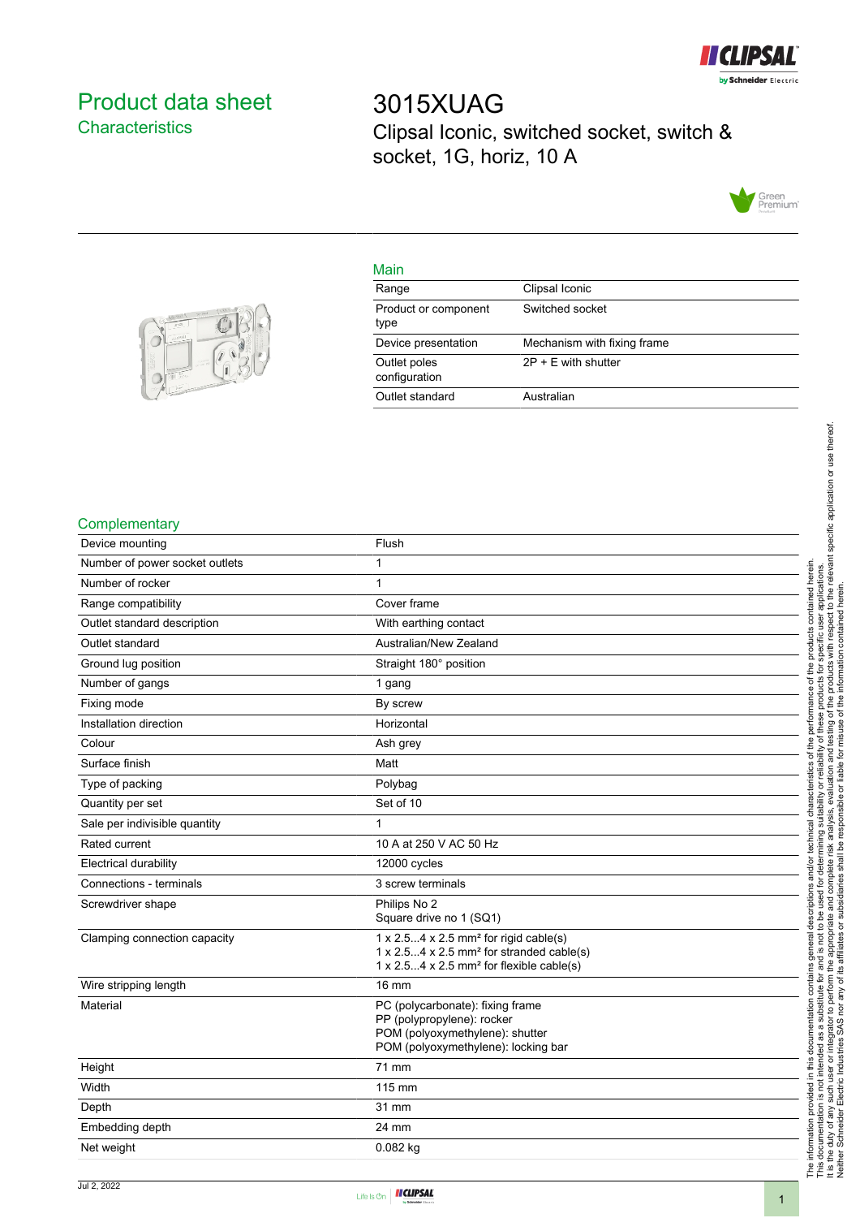# Product data sheet

## Characteristics

# 3015XUAG

Clipsal Iconic, switched socket, switch & socket, 1G, horiz, 10 A

### Main

| | |
|---|---|
| Range | Clipsal Iconic |
| Product or component type | Switched socket |
| Device presentation | Mechanism with fixing frame |
| Outlet poles configuration | 2P + E with shutter |
| Outlet standard | Australian |

### Complementary

| | |
|---|---|
| Device mounting | Flush |
| Number of power socket outlets | 1 |
| Number of rocker | 1 |
| Range compatibility | Cover frame |
| Outlet standard description | With earthing contact |
| Outlet standard | Australian/New Zealand |
| Ground lug position | Straight 180° position |
| Number of gangs | 1 gang |
| Fixing mode | By screw |
| Installation direction | Horizontal |
| Colour | Ash grey |
| Surface finish | Matt |
| Type of packing | Polybag |
| Quantity per set | Set of 10 |
| Sale per indivisible quantity | 1 |
| Rated current | 10 A at 250 V AC 50 Hz |
| Electrical durability | 12000 cycles |
| Connections - terminals | 3 screw terminals |
| Screwdriver shape | Philips No 2<br>Square drive no 1 (SQ1) |
| Clamping connection capacity | 1 x 2.5...4 x 2.5 mm² for rigid cable(s)<br>1 x 2.5...4 x 2.5 mm² for stranded cable(s)<br>1 x 2.5...4 x 2.5 mm² for flexible cable(s) |
| Wire stripping length | 16 mm |
| Material | PC (polycarbonate): fixing frame<br>PP (polypropylene): rocker<br>POM (polyoxymethylene): shutter<br>POM (polyoxymethylene): locking bar |
| Height | 71 mm |
| Width | 115 mm |
| Depth | 31 mm |
| Embedding depth | 24 mm |
| Net weight | 0.082 kg |

The information provided in this documentation contains general descriptions and/or technical characteristics of the performance of the products contained herein. This documentation is not intended as a substitute for and is not to be used for determining suitability or reliability of these products for specific user applications. It is the duty of any such user or integrator to perform the appropriate and complete risk analysis, evaluation and testing of the products with respect to the relevant specific application or use thereof. Neither Schneider Electric Industries SAS nor any of its affiliates or subsidiaries shall be responsible or liable for misuse of the information contained herein.

Jul 2, 2022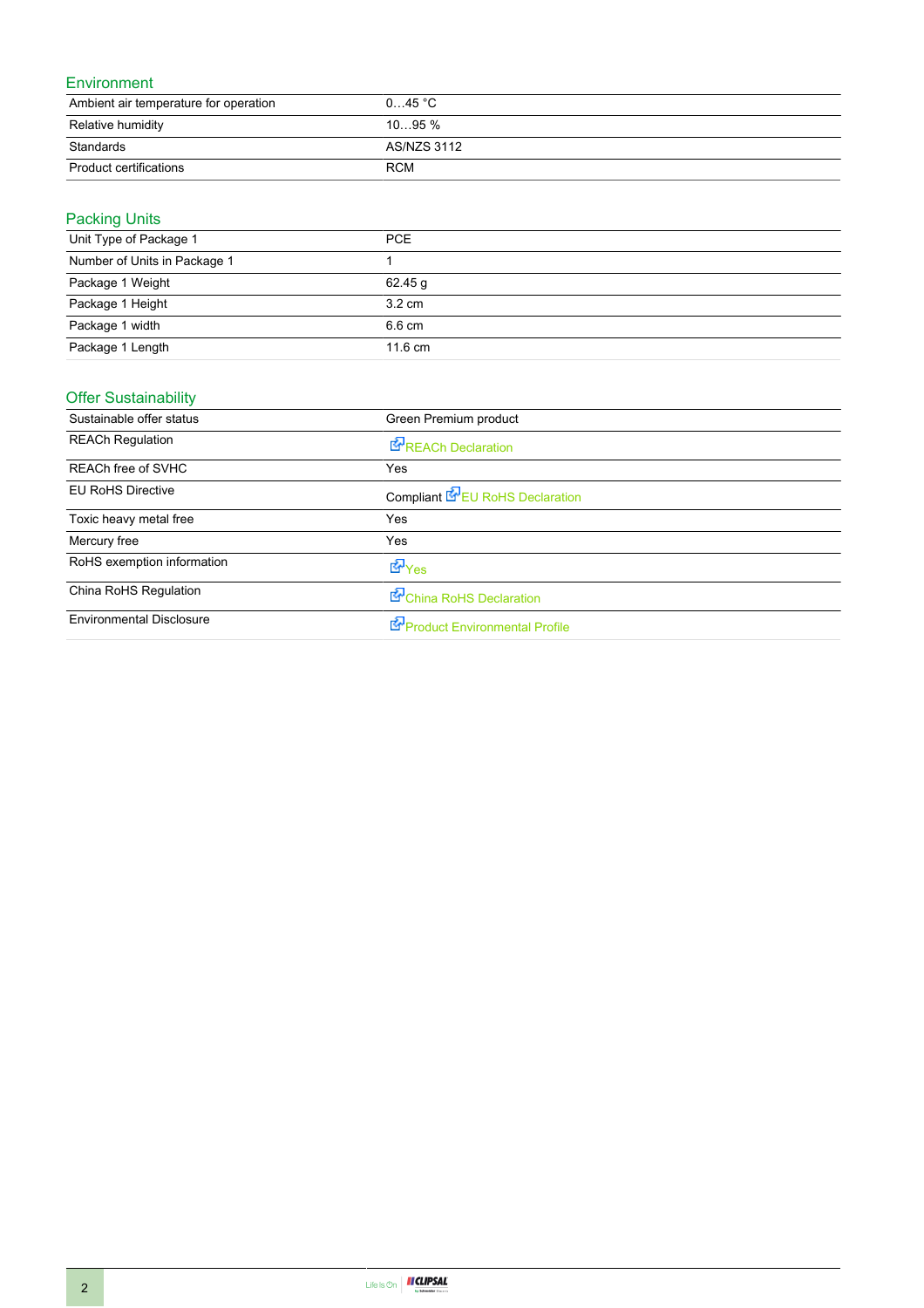## Environment

| | |
|---|---|
| Ambient air temperature for operation | 0…45 °C |
| Relative humidity | 10…95 % |
| Standards | AS/NZS 3112 |
| Product certifications | RCM |

## Packing Units

| | |
|---|---|
| Unit Type of Package 1 | PCE |
| Number of Units in Package 1 | 1 |
| Package 1 Weight | 62.45 g |
| Package 1 Height | 3.2 cm |
| Package 1 width | 6.6 cm |
| Package 1 Length | 11.6 cm |

## Offer Sustainability

| | |
|---|---|
| Sustainable offer status | Green Premium product |
| REACh Regulation | REACh Declaration |
| REACh free of SVHC | Yes |
| EU RoHS Directive | Compliant EU RoHS Declaration |
| Toxic heavy metal free | Yes |
| Mercury free | Yes |
| RoHS exemption information | Yes |
| China RoHS Regulation | China RoHS Declaration |
| Environmental Disclosure | Product Environmental Profile |